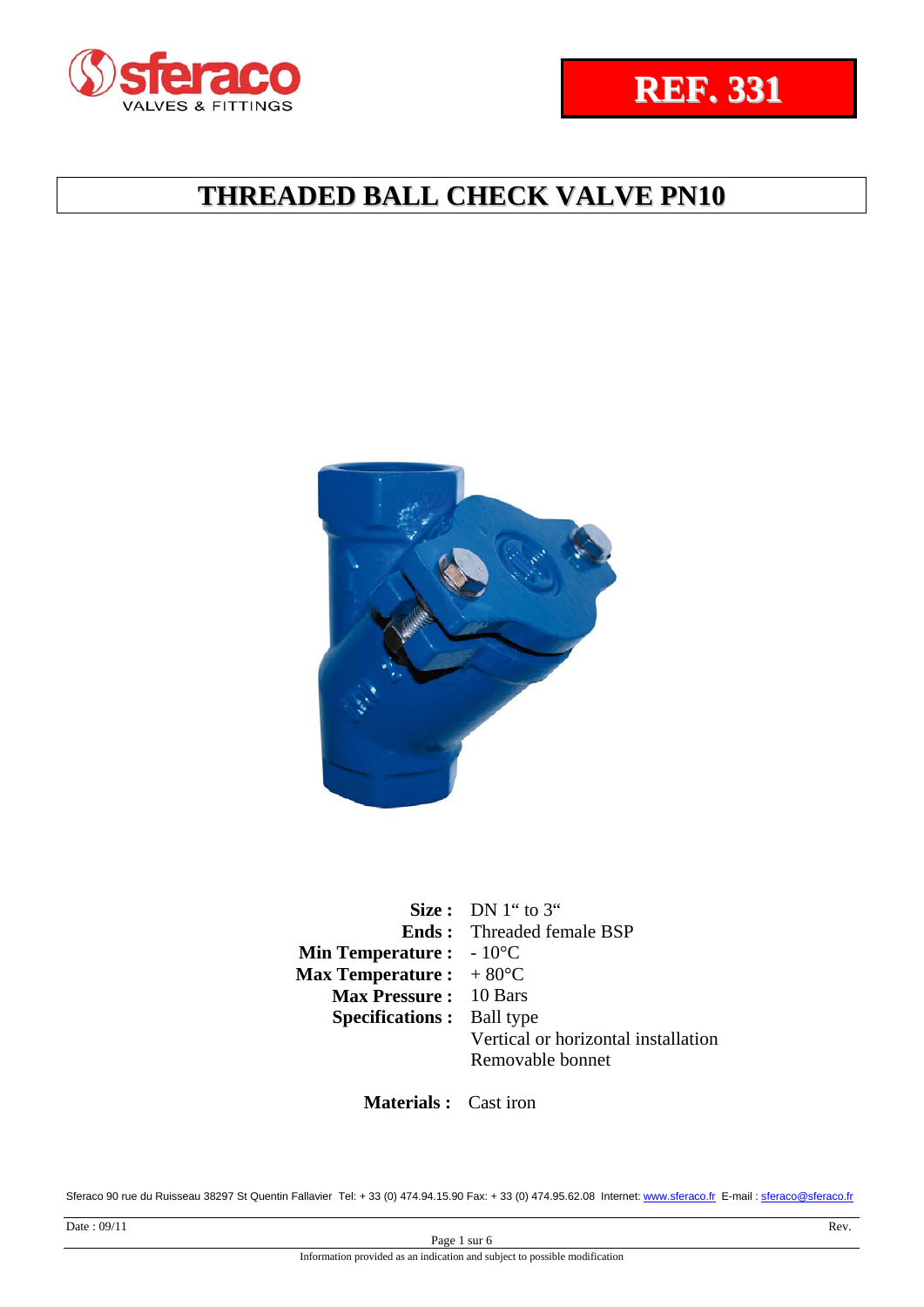# REF. 331

## THREADED BALL CHECK VALVE PN10

**Size :** DN 1" to 3"
**Ends :** Threaded female BSP
**Min Temperature :** - 10°C
**Max Temperature :** + 80°C
**Max Pressure :** 10 Bars
**Specifications :** Ball type
Vertical or horizontal installation
Removable bonnet

**Materials :** Cast iron

Sferaco 90 rue du Ruisseau 38297 St Quentin Fallavier Tel: + 33 (0) 474.94.15.90 Fax: + 33 (0) 474.95.62.08 Internet: www.sferaco.fr E-mail : sferaco@sferaco.fr

Date : 09/11 Rev.

Information provided as an indication and subject to possible modification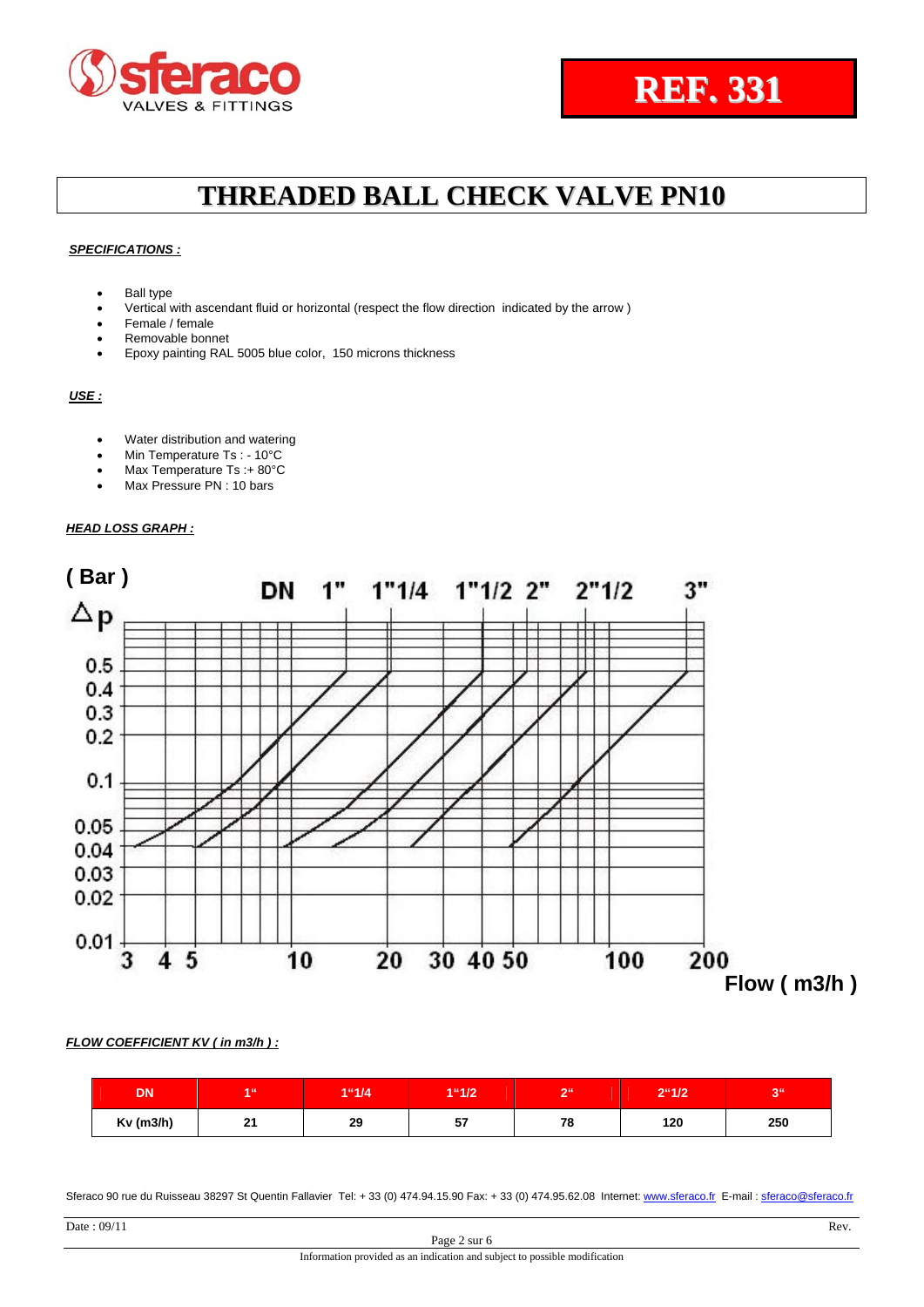sferaco
VALVES & FITTINGS

**REF. 331**

# THREADED BALL CHECK VALVE PN10

***SPECIFICATIONS :***

- Ball type
- Vertical with ascendant fluid or horizontal (respect the flow direction indicated by the arrow )
- Female / female
- Removable bonnet
- Epoxy painting RAL 5005 blue color, 150 microns thickness

***USE :***

- Water distribution and watering
- Min Temperature Ts : - 10°C
- Max Temperature Ts :+ 80°C
- Max Pressure PN : 10 bars

***HEAD LOSS GRAPH :***

( Bar )
Δp

DN 1" 1"1/4 1"1/2 2" 2"1/2 3"

0.5 0.4 0.3 0.2 0.1 0.05 0.04 0.03 0.02 0.01

3 4 5 10 20 30 40 50 100 200

Flow ( m3/h )

***FLOW COEFFICIENT KV ( in m3/h ) :***

| DN | 1" | 1"1/4 | 1"1/2 | 2" | 2"1/2 | 3" |
|---|---|---|---|---|---|---|
| Kv (m3/h) | 21 | 29 | 57 | 78 | 120 | 250 |

Sferaco 90 rue du Ruisseau 38297 St Quentin Fallavier Tel: + 33 (0) 474.94.15.90 Fax: + 33 (0) 474.95.62.08 Internet: www.sferaco.fr E-mail : sferaco@sferaco.fr

Date : 09/11 Rev.

Information provided as an indication and subject to possible modification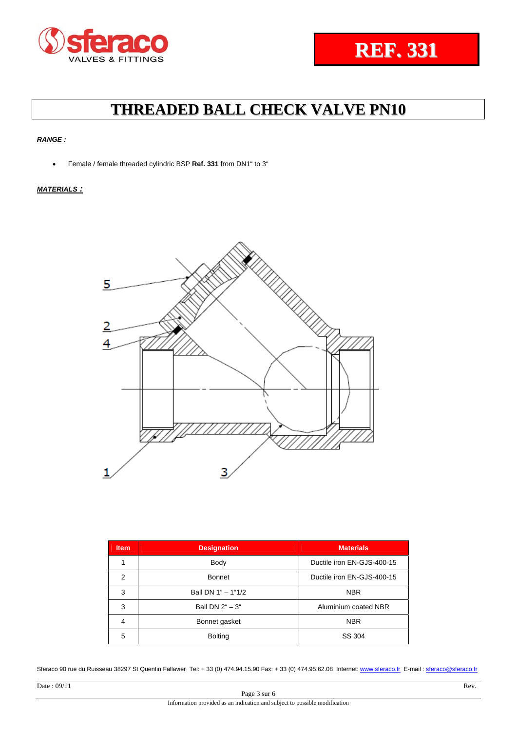# REF. 331

## THREADED BALL CHECK VALVE PN10

***RANGE :***

- Female / female threaded cylindric BSP **Ref. 331** from DN1" to 3"

***MATERIALS :***

| Item | Designation | Materials |
|---|---|---|
| 1 | Body | Ductile iron EN-GJS-400-15 |
| 2 | Bonnet | Ductile iron EN-GJS-400-15 |
| 3 | Ball DN 1" – 1"1/2 | NBR |
| 3 | Ball DN 2" – 3" | Aluminium coated NBR |
| 4 | Bonnet gasket | NBR |
| 5 | Bolting | SS 304 |

Sferaco 90 rue du Ruisseau 38297 St Quentin Fallavier Tel: + 33 (0) 474.94.15.90 Fax: + 33 (0) 474.95.62.08 Internet: www.sferaco.fr E-mail : sferaco@sferaco.fr

Date : 09/11 Rev.

Information provided as an indication and subject to possible modification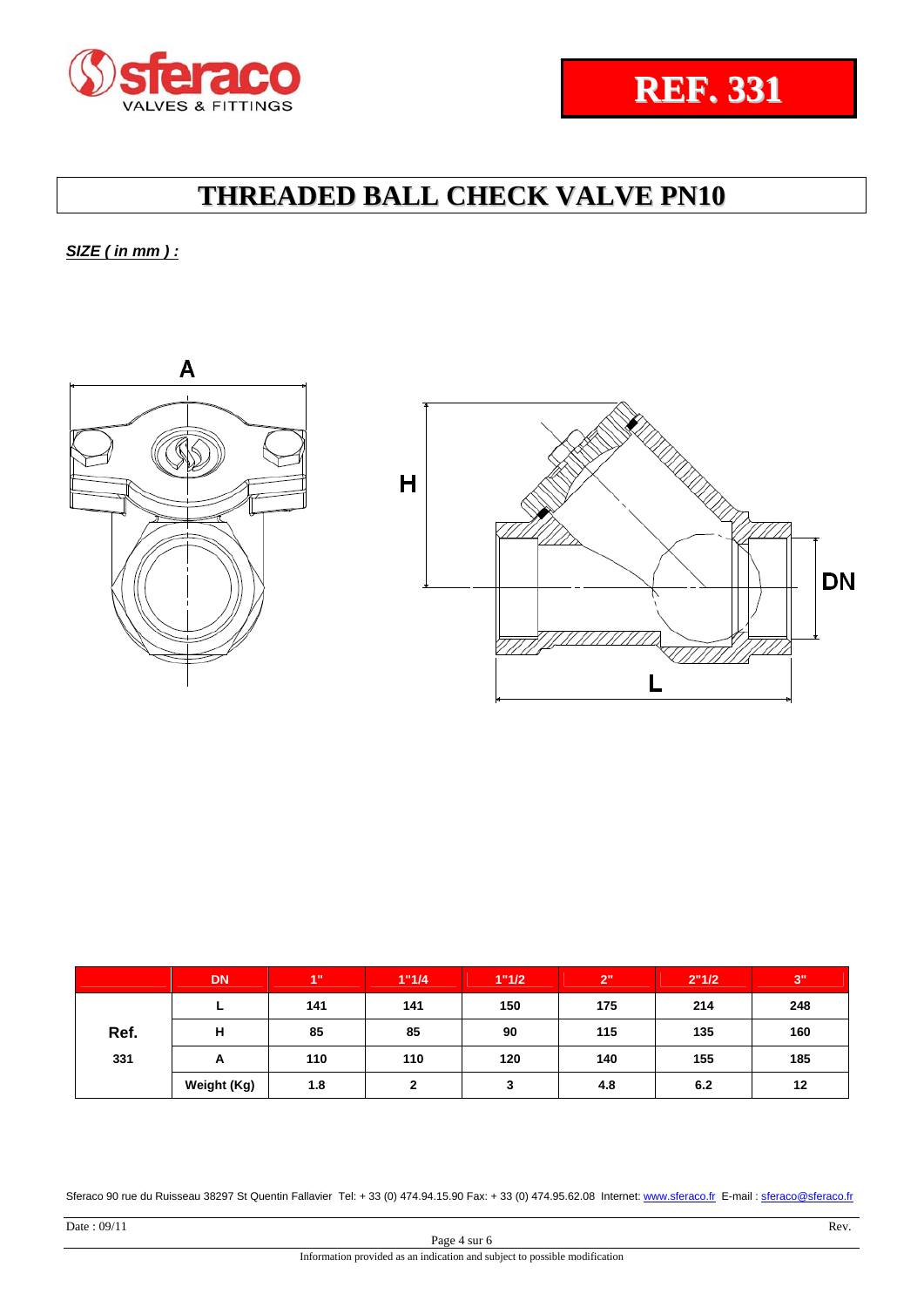**REF. 331**

# THREADED BALL CHECK VALVE PN10

***SIZE ( in mm ) :***

| | DN | 1" | 1"1/4 | 1"1/2 | 2" | 2"1/2 | 3" |
|---|---|---|---|---|---|---|---|
| **Ref. 331** | **L** | **141** | **141** | **150** | **175** | **214** | **248** |
| | **H** | **85** | **85** | **90** | **115** | **135** | **160** |
| | **A** | **110** | **110** | **120** | **140** | **155** | **185** |
| | **Weight (Kg)** | **1.8** | **2** | **3** | **4.8** | **6.2** | **12** |

Sferaco 90 rue du Ruisseau 38297 St Quentin Fallavier Tel: + 33 (0) 474.94.15.90 Fax: + 33 (0) 474.95.62.08 Internet: www.sferaco.fr E-mail : sferaco@sferaco.fr

Date : 09/11 Rev.

Information provided as an indication and subject to possible modification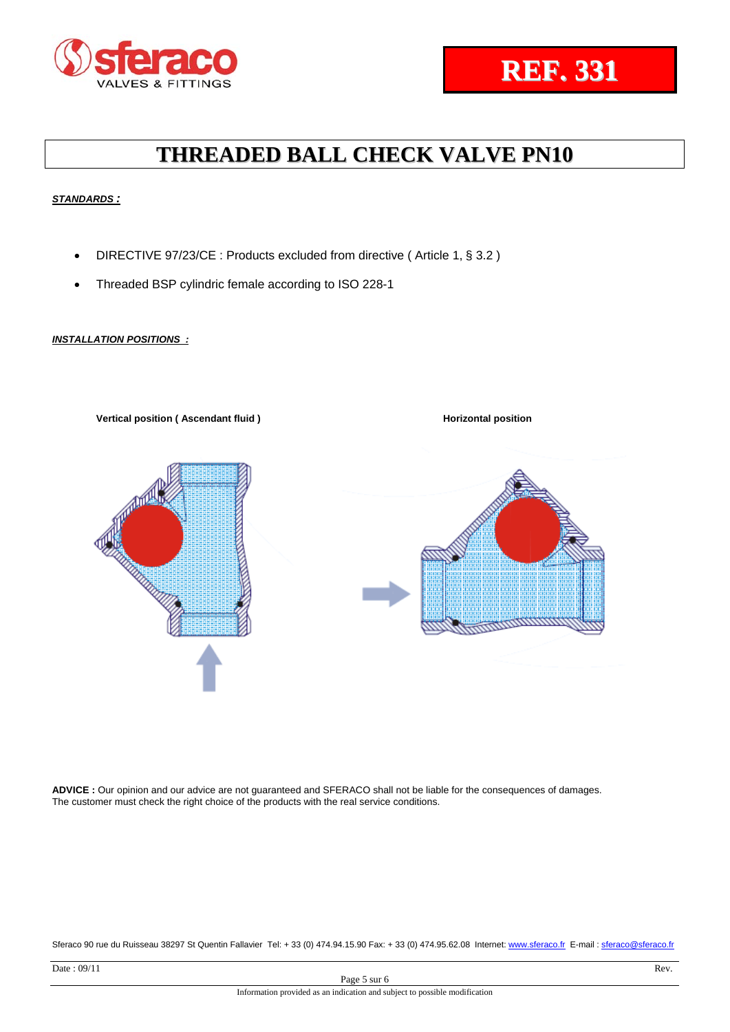**REF. 331**

# THREADED BALL CHECK VALVE PN10

***STANDARDS :***

- DIRECTIVE 97/23/CE : Products excluded from directive ( Article 1, § 3.2 )
- Threaded BSP cylindric female according to ISO 228-1

***INSTALLATION POSITIONS :***

**Vertical position ( Ascendant fluid )**

**Horizontal position**

**ADVICE :** Our opinion and our advice are not guaranteed and SFERACO shall not be liable for the consequences of damages.
The customer must check the right choice of the products with the real service conditions.

Sferaco 90 rue du Ruisseau 38297 St Quentin Fallavier Tel: + 33 (0) 474.94.15.90 Fax: + 33 (0) 474.95.62.08 Internet: www.sferaco.fr E-mail : sferaco@sferaco.fr

Date : 09/11

Rev.

Information provided as an indication and subject to possible modification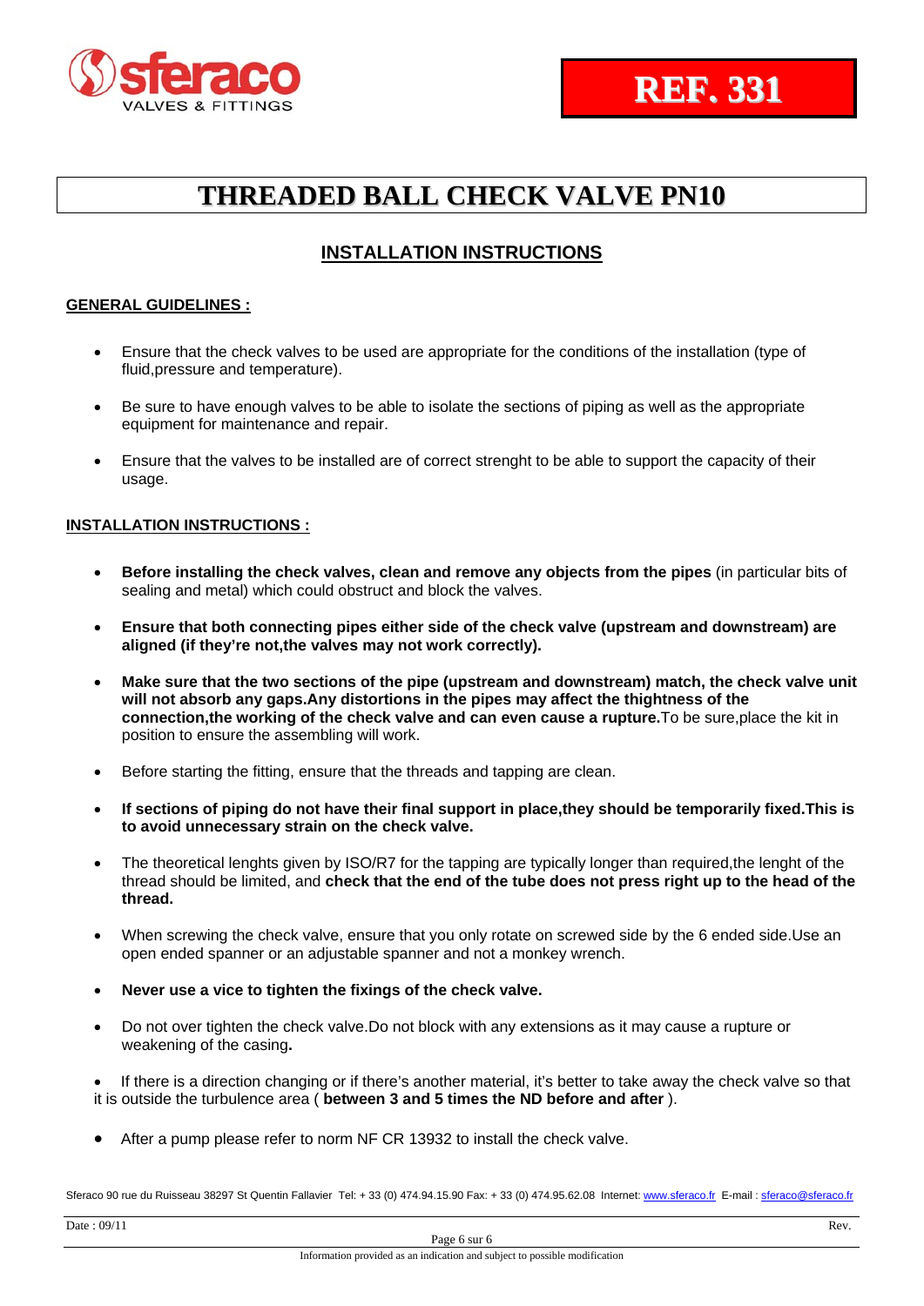sferaco
VALVES & FITTINGS

**REF. 331**

# THREADED BALL CHECK VALVE PN10

## INSTALLATION INSTRUCTIONS

### GENERAL GUIDELINES :

- Ensure that the check valves to be used are appropriate for the conditions of the installation (type of fluid,pressure and temperature).
- Be sure to have enough valves to be able to isolate the sections of piping as well as the appropriate equipment for maintenance and repair.
- Ensure that the valves to be installed are of correct strenght to be able to support the capacity of their usage.

### INSTALLATION INSTRUCTIONS :

- **Before installing the check valves, clean and remove any objects from the pipes** (in particular bits of sealing and metal) which could obstruct and block the valves.
- **Ensure that both connecting pipes either side of the check valve (upstream and downstream) are aligned (if they're not,the valves may not work correctly).**
- **Make sure that the two sections of the pipe (upstream and downstream) match, the check valve unit will not absorb any gaps.Any distortions in the pipes may affect the thightness of the connection,the working of the check valve and can even cause a rupture.** To be sure,place the kit in position to ensure the assembling will work.
- Before starting the fitting, ensure that the threads and tapping are clean.
- **If sections of piping do not have their final support in place,they should be temporarily fixed.This is to avoid unnecessary strain on the check valve.**
- The theoretical lenghts given by ISO/R7 for the tapping are typically longer than required,the lenght of the thread should be limited, and **check that the end of the tube does not press right up to the head of the thread.**
- When screwing the check valve, ensure that you only rotate on screwed side by the 6 ended side.Use an open ended spanner or an adjustable spanner and not a monkey wrench.
- **Never use a vice to tighten the fixings of the check valve.**
- Do not over tighten the check valve.Do not block with any extensions as it may cause a rupture or weakening of the casing**.**
- If there is a direction changing or if there's another material, it's better to take away the check valve so that it is outside the turbulence area ( **between 3 and 5 times the ND before and after** ).
- After a pump please refer to norm NF CR 13932 to install the check valve.

Sferaco 90 rue du Ruisseau 38297 St Quentin Fallavier Tel: + 33 (0) 474.94.15.90 Fax: + 33 (0) 474.95.62.08 Internet: www.sferaco.fr E-mail : sferaco@sferaco.fr

Date : 09/11 Rev.

Information provided as an indication and subject to possible modification